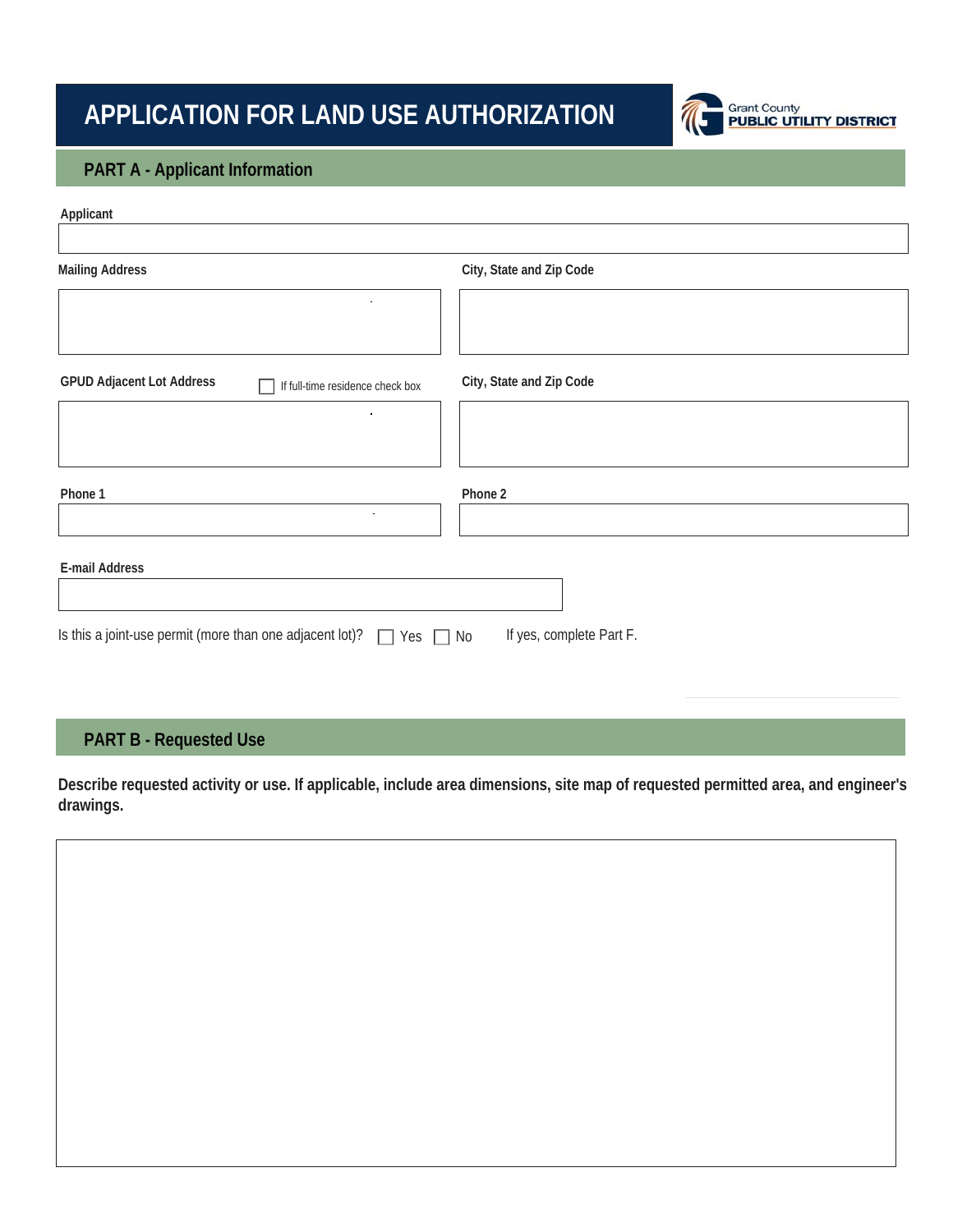# APPLICATION FOR LAND USE AUTHORIZATION

Grant County PUBLIC UTILITY DISTRICT

## PART A - Applicant Information

**Applicant**

**Mailing Address**

**City, State and Zip Code**

**GPUD Adjacent Lot Address** ☐ If full-time residence check box

**City, State and Zip Code**

**Phone 1**

**Phone 2**

**E-mail Address**

Is this a joint-use permit (more than one adjacent lot)? ☐ Yes ☐ No If yes, complete Part F.

## PART B - Requested Use

**Describe requested activity or use. If applicable, include area dimensions, site map of requested permitted area, and engineer's drawings.**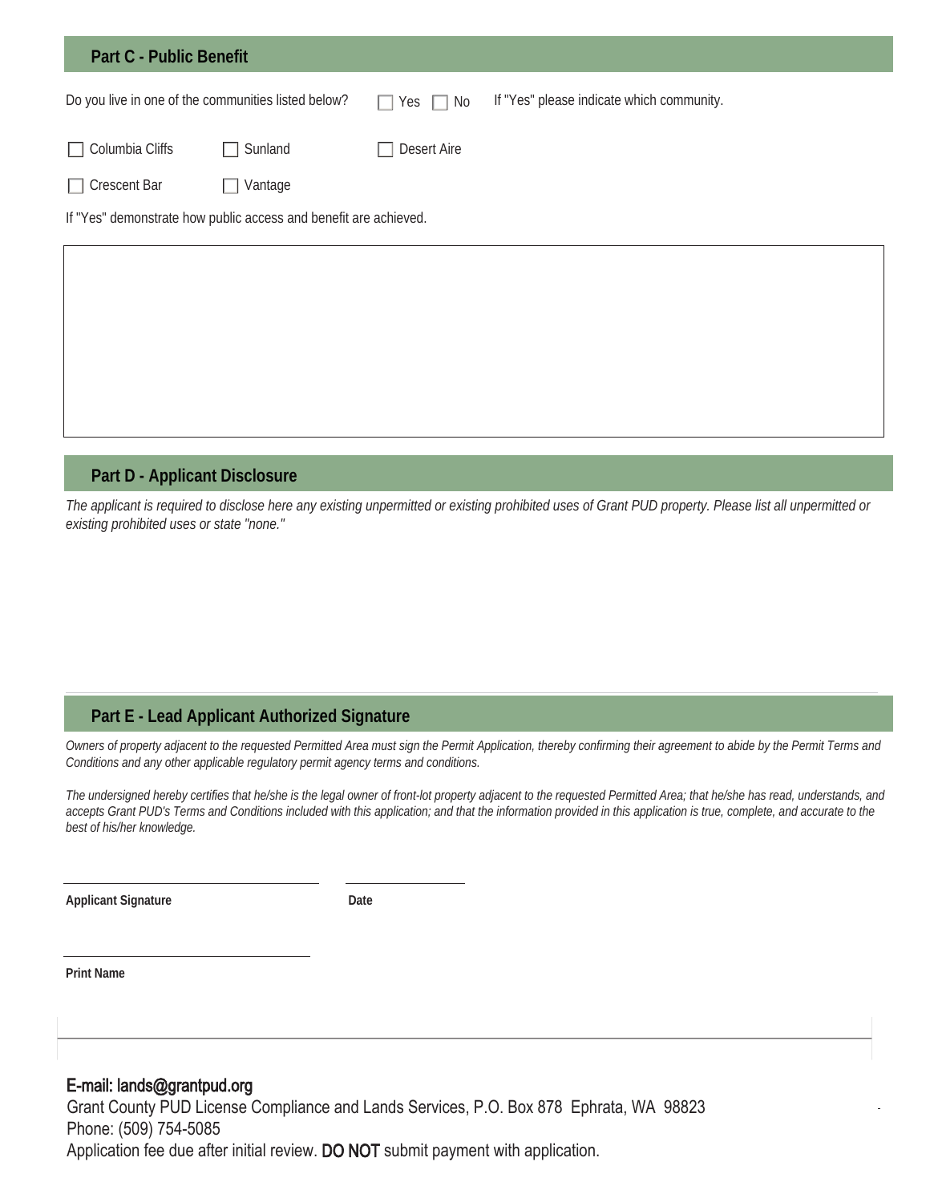## Part C - Public Benefit

Do you live in one of the communities listed below? ☐ Yes ☐ No If "Yes" please indicate which community.

☐ Columbia Cliffs ☐ Sunland ☐ Desert Aire

☐ Crescent Bar ☐ Vantage

If "Yes" demonstrate how public access and benefit are achieved.

## Part D - Applicant Disclosure

*The applicant is required to disclose here any existing unpermitted or existing prohibited uses of Grant PUD property. Please list all unpermitted or existing prohibited uses or state "none."*

## Part E - Lead Applicant Authorized Signature

*Owners of property adjacent to the requested Permitted Area must sign the Permit Application, thereby confirming their agreement to abide by the Permit Terms and Conditions and any other applicable regulatory permit agency terms and conditions.*

*The undersigned hereby certifies that he/she is the legal owner of front-lot property adjacent to the requested Permitted Area; that he/she has read, understands, and accepts Grant PUD's Terms and Conditions included with this application; and that the information provided in this application is true, complete, and accurate to the best of his/her knowledge.*

**Applicant Signature** **Date**

**Print Name**

E-mail: lands@grantpud.org
Grant County PUD License Compliance and Lands Services, P.O. Box 878 Ephrata, WA 98823
Phone: (509) 754-5085
Application fee due after initial review. **DO NOT** submit payment with application.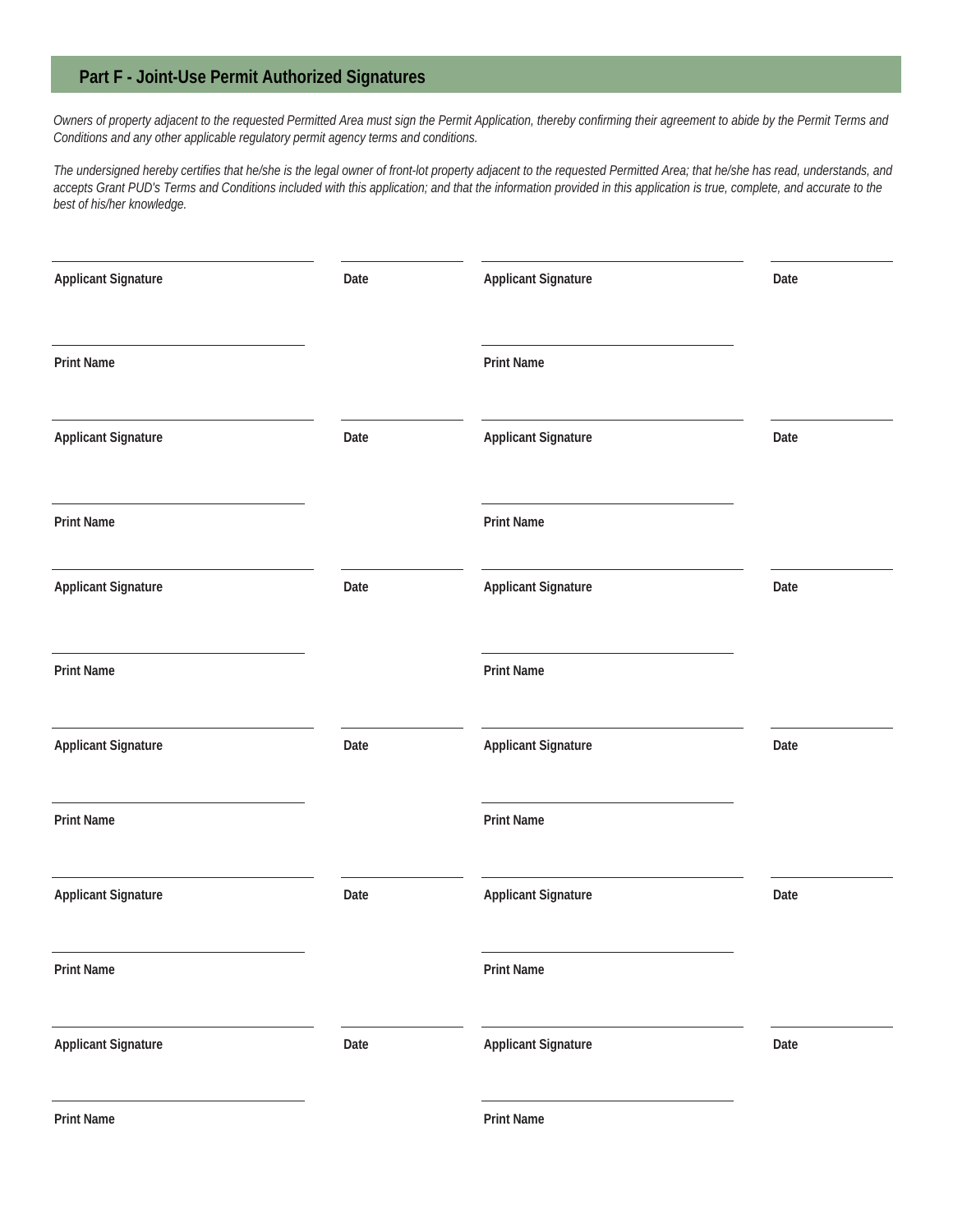## Part F - Joint-Use Permit Authorized Signatures

*Owners of property adjacent to the requested Permitted Area must sign the Permit Application, thereby confirming their agreement to abide by the Permit Terms and Conditions and any other applicable regulatory permit agency terms and conditions.*

*The undersigned hereby certifies that he/she is the legal owner of front-lot property adjacent to the requested Permitted Area; that he/she has read, understands, and accepts Grant PUD's Terms and Conditions included with this application; and that the information provided in this application is true, complete, and accurate to the best of his/her knowledge.*

| Applicant Signature | Date | Applicant Signature | Date |
|---|---|---|---|
| Print Name | | Print Name | |
| Applicant Signature | Date | Applicant Signature | Date |
| Print Name | | Print Name | |
| Applicant Signature | Date | Applicant Signature | Date |
| Print Name | | Print Name | |
| Applicant Signature | Date | Applicant Signature | Date |
| Print Name | | Print Name | |
| Applicant Signature | Date | Applicant Signature | Date |
| Print Name | | Print Name | |
| Applicant Signature | Date | Applicant Signature | Date |
| Print Name | | Print Name | |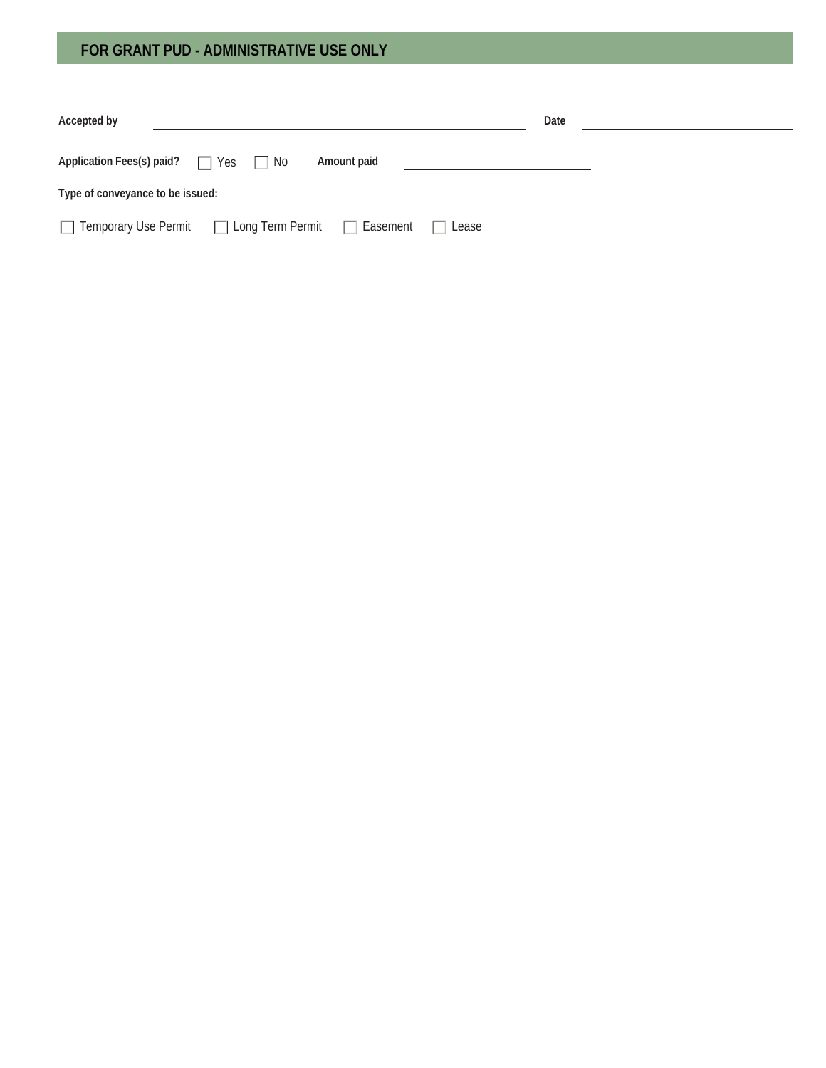## FOR GRANT PUD - ADMINISTRATIVE USE ONLY

**Accepted by** ______________________________ **Date** ______________________________

**Application Fees(s) paid?** ☐ Yes ☐ No **Amount paid** ______________________________

**Type of conveyance to be issued:**

☐ Temporary Use Permit ☐ Long Term Permit ☐ Easement ☐ Lease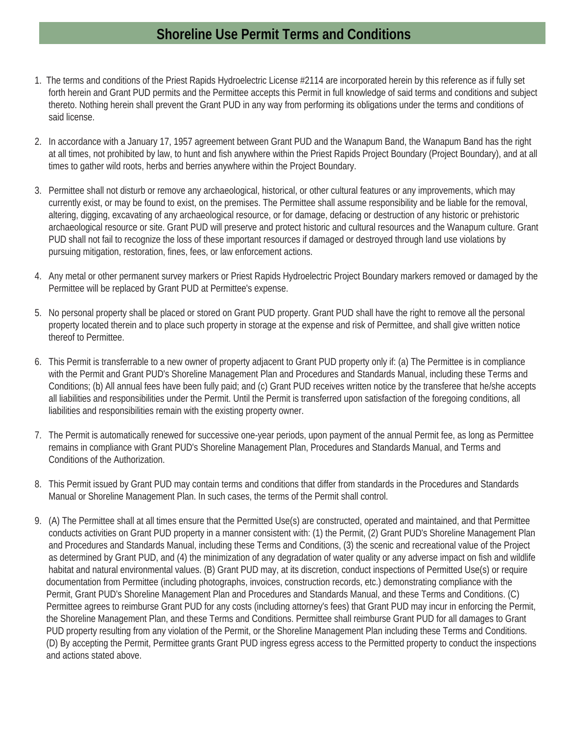# Shoreline Use Permit Terms and Conditions

1. The terms and conditions of the Priest Rapids Hydroelectric License #2114 are incorporated herein by this reference as if fully set forth herein and Grant PUD permits and the Permittee accepts this Permit in full knowledge of said terms and conditions and subject thereto. Nothing herein shall prevent the Grant PUD in any way from performing its obligations under the terms and conditions of said license.

2. In accordance with a January 17, 1957 agreement between Grant PUD and the Wanapum Band, the Wanapum Band has the right at all times, not prohibited by law, to hunt and fish anywhere within the Priest Rapids Project Boundary (Project Boundary), and at all times to gather wild roots, herbs and berries anywhere within the Project Boundary.

3. Permittee shall not disturb or remove any archaeological, historical, or other cultural features or any improvements, which may currently exist, or may be found to exist, on the premises. The Permittee shall assume responsibility and be liable for the removal, altering, digging, excavating of any archaeological resource, or for damage, defacing or destruction of any historic or prehistoric archaeological resource or site. Grant PUD will preserve and protect historic and cultural resources and the Wanapum culture. Grant PUD shall not fail to recognize the loss of these important resources if damaged or destroyed through land use violations by pursuing mitigation, restoration, fines, fees, or law enforcement actions.

4. Any metal or other permanent survey markers or Priest Rapids Hydroelectric Project Boundary markers removed or damaged by the Permittee will be replaced by Grant PUD at Permittee's expense.

5. No personal property shall be placed or stored on Grant PUD property. Grant PUD shall have the right to remove all the personal property located therein and to place such property in storage at the expense and risk of Permittee, and shall give written notice thereof to Permittee.

6. This Permit is transferrable to a new owner of property adjacent to Grant PUD property only if: (a) The Permittee is in compliance with the Permit and Grant PUD's Shoreline Management Plan and Procedures and Standards Manual, including these Terms and Conditions; (b) All annual fees have been fully paid; and (c) Grant PUD receives written notice by the transferee that he/she accepts all liabilities and responsibilities under the Permit. Until the Permit is transferred upon satisfaction of the foregoing conditions, all liabilities and responsibilities remain with the existing property owner.

7. The Permit is automatically renewed for successive one-year periods, upon payment of the annual Permit fee, as long as Permittee remains in compliance with Grant PUD's Shoreline Management Plan, Procedures and Standards Manual, and Terms and Conditions of the Authorization.

8. This Permit issued by Grant PUD may contain terms and conditions that differ from standards in the Procedures and Standards Manual or Shoreline Management Plan. In such cases, the terms of the Permit shall control.

9. (A) The Permittee shall at all times ensure that the Permitted Use(s) are constructed, operated and maintained, and that Permittee conducts activities on Grant PUD property in a manner consistent with: (1) the Permit, (2) Grant PUD's Shoreline Management Plan and Procedures and Standards Manual, including these Terms and Conditions, (3) the scenic and recreational value of the Project as determined by Grant PUD, and (4) the minimization of any degradation of water quality or any adverse impact on fish and wildlife habitat and natural environmental values. (B) Grant PUD may, at its discretion, conduct inspections of Permitted Use(s) or require documentation from Permittee (including photographs, invoices, construction records, etc.) demonstrating compliance with the Permit, Grant PUD's Shoreline Management Plan and Procedures and Standards Manual, and these Terms and Conditions. (C) Permittee agrees to reimburse Grant PUD for any costs (including attorney's fees) that Grant PUD may incur in enforcing the Permit, the Shoreline Management Plan, and these Terms and Conditions. Permittee shall reimburse Grant PUD for all damages to Grant PUD property resulting from any violation of the Permit, or the Shoreline Management Plan including these Terms and Conditions. (D) By accepting the Permit, Permittee grants Grant PUD ingress egress access to the Permitted property to conduct the inspections and actions stated above.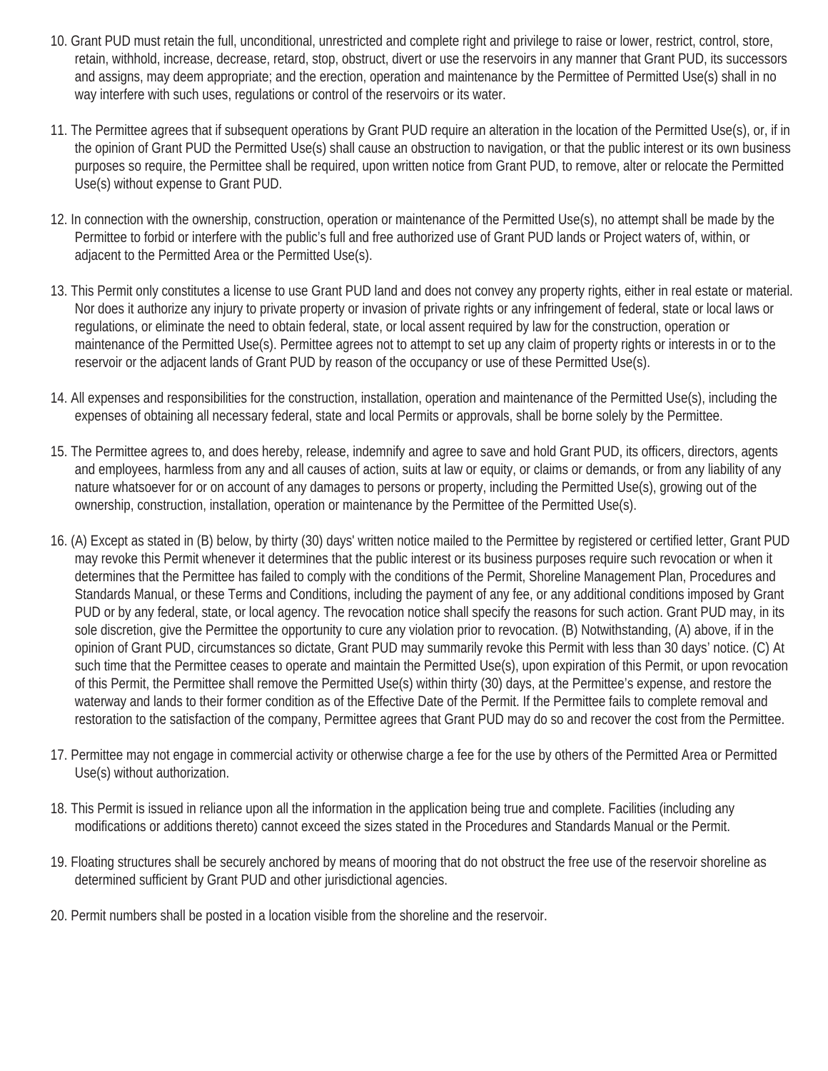10. Grant PUD must retain the full, unconditional, unrestricted and complete right and privilege to raise or lower, restrict, control, store, retain, withhold, increase, decrease, retard, stop, obstruct, divert or use the reservoirs in any manner that Grant PUD, its successors and assigns, may deem appropriate; and the erection, operation and maintenance by the Permittee of Permitted Use(s) shall in no way interfere with such uses, regulations or control of the reservoirs or its water.

11. The Permittee agrees that if subsequent operations by Grant PUD require an alteration in the location of the Permitted Use(s), or, if in the opinion of Grant PUD the Permitted Use(s) shall cause an obstruction to navigation, or that the public interest or its own business purposes so require, the Permittee shall be required, upon written notice from Grant PUD, to remove, alter or relocate the Permitted Use(s) without expense to Grant PUD.

12. In connection with the ownership, construction, operation or maintenance of the Permitted Use(s), no attempt shall be made by the Permittee to forbid or interfere with the public's full and free authorized use of Grant PUD lands or Project waters of, within, or adjacent to the Permitted Area or the Permitted Use(s).

13. This Permit only constitutes a license to use Grant PUD land and does not convey any property rights, either in real estate or material. Nor does it authorize any injury to private property or invasion of private rights or any infringement of federal, state or local laws or regulations, or eliminate the need to obtain federal, state, or local assent required by law for the construction, operation or maintenance of the Permitted Use(s). Permittee agrees not to attempt to set up any claim of property rights or interests in or to the reservoir or the adjacent lands of Grant PUD by reason of the occupancy or use of these Permitted Use(s).

14. All expenses and responsibilities for the construction, installation, operation and maintenance of the Permitted Use(s), including the expenses of obtaining all necessary federal, state and local Permits or approvals, shall be borne solely by the Permittee.

15. The Permittee agrees to, and does hereby, release, indemnify and agree to save and hold Grant PUD, its officers, directors, agents and employees, harmless from any and all causes of action, suits at law or equity, or claims or demands, or from any liability of any nature whatsoever for or on account of any damages to persons or property, including the Permitted Use(s), growing out of the ownership, construction, installation, operation or maintenance by the Permittee of the Permitted Use(s).

16. (A) Except as stated in (B) below, by thirty (30) days' written notice mailed to the Permittee by registered or certified letter, Grant PUD may revoke this Permit whenever it determines that the public interest or its business purposes require such revocation or when it determines that the Permittee has failed to comply with the conditions of the Permit, Shoreline Management Plan, Procedures and Standards Manual, or these Terms and Conditions, including the payment of any fee, or any additional conditions imposed by Grant PUD or by any federal, state, or local agency. The revocation notice shall specify the reasons for such action. Grant PUD may, in its sole discretion, give the Permittee the opportunity to cure any violation prior to revocation. (B) Notwithstanding, (A) above, if in the opinion of Grant PUD, circumstances so dictate, Grant PUD may summarily revoke this Permit with less than 30 days' notice. (C) At such time that the Permittee ceases to operate and maintain the Permitted Use(s), upon expiration of this Permit, or upon revocation of this Permit, the Permittee shall remove the Permitted Use(s) within thirty (30) days, at the Permittee's expense, and restore the waterway and lands to their former condition as of the Effective Date of the Permit. If the Permittee fails to complete removal and restoration to the satisfaction of the company, Permittee agrees that Grant PUD may do so and recover the cost from the Permittee.

17. Permittee may not engage in commercial activity or otherwise charge a fee for the use by others of the Permitted Area or Permitted Use(s) without authorization.

18. This Permit is issued in reliance upon all the information in the application being true and complete. Facilities (including any modifications or additions thereto) cannot exceed the sizes stated in the Procedures and Standards Manual or the Permit.

19. Floating structures shall be securely anchored by means of mooring that do not obstruct the free use of the reservoir shoreline as determined sufficient by Grant PUD and other jurisdictional agencies.

20. Permit numbers shall be posted in a location visible from the shoreline and the reservoir.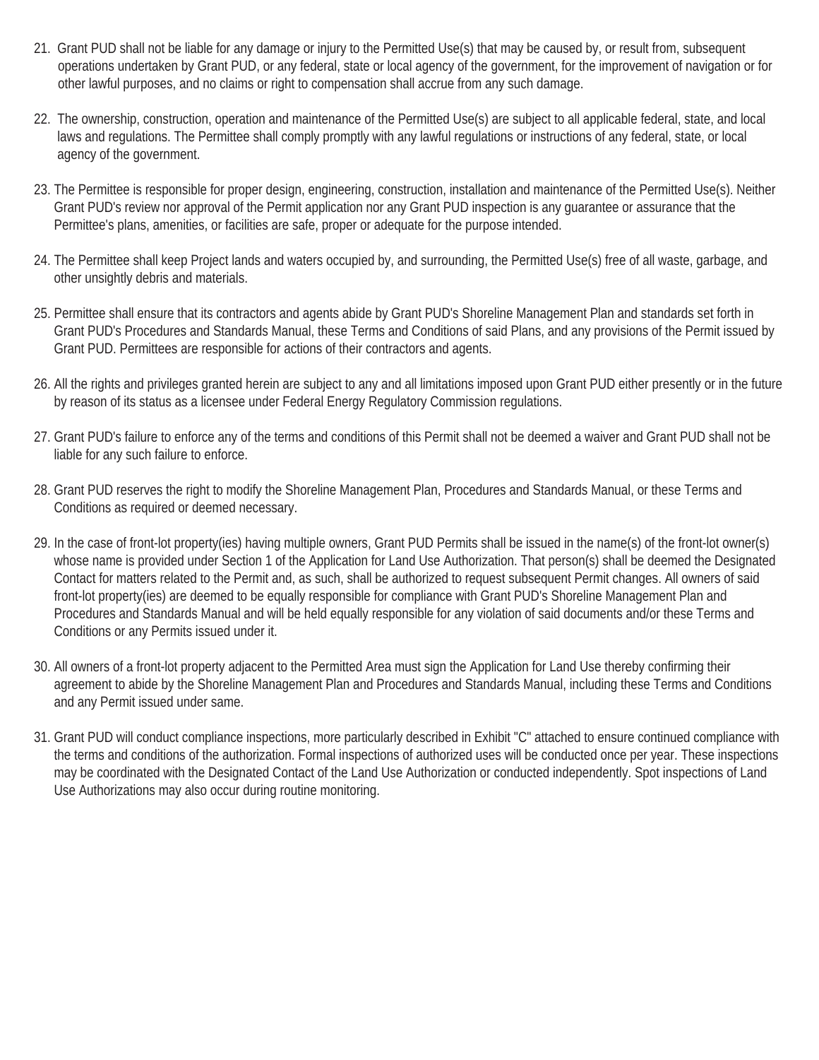21. Grant PUD shall not be liable for any damage or injury to the Permitted Use(s) that may be caused by, or result from, subsequent operations undertaken by Grant PUD, or any federal, state or local agency of the government, for the improvement of navigation or for other lawful purposes, and no claims or right to compensation shall accrue from any such damage.

22. The ownership, construction, operation and maintenance of the Permitted Use(s) are subject to all applicable federal, state, and local laws and regulations. The Permittee shall comply promptly with any lawful regulations or instructions of any federal, state, or local agency of the government.

23. The Permittee is responsible for proper design, engineering, construction, installation and maintenance of the Permitted Use(s). Neither Grant PUD's review nor approval of the Permit application nor any Grant PUD inspection is any guarantee or assurance that the Permittee's plans, amenities, or facilities are safe, proper or adequate for the purpose intended.

24. The Permittee shall keep Project lands and waters occupied by, and surrounding, the Permitted Use(s) free of all waste, garbage, and other unsightly debris and materials.

25. Permittee shall ensure that its contractors and agents abide by Grant PUD's Shoreline Management Plan and standards set forth in Grant PUD's Procedures and Standards Manual, these Terms and Conditions of said Plans, and any provisions of the Permit issued by Grant PUD. Permittees are responsible for actions of their contractors and agents.

26. All the rights and privileges granted herein are subject to any and all limitations imposed upon Grant PUD either presently or in the future by reason of its status as a licensee under Federal Energy Regulatory Commission regulations.

27. Grant PUD's failure to enforce any of the terms and conditions of this Permit shall not be deemed a waiver and Grant PUD shall not be liable for any such failure to enforce.

28. Grant PUD reserves the right to modify the Shoreline Management Plan, Procedures and Standards Manual, or these Terms and Conditions as required or deemed necessary.

29. In the case of front-lot property(ies) having multiple owners, Grant PUD Permits shall be issued in the name(s) of the front-lot owner(s) whose name is provided under Section 1 of the Application for Land Use Authorization. That person(s) shall be deemed the Designated Contact for matters related to the Permit and, as such, shall be authorized to request subsequent Permit changes. All owners of said front-lot property(ies) are deemed to be equally responsible for compliance with Grant PUD's Shoreline Management Plan and Procedures and Standards Manual and will be held equally responsible for any violation of said documents and/or these Terms and Conditions or any Permits issued under it.

30. All owners of a front-lot property adjacent to the Permitted Area must sign the Application for Land Use thereby confirming their agreement to abide by the Shoreline Management Plan and Procedures and Standards Manual, including these Terms and Conditions and any Permit issued under same.

31. Grant PUD will conduct compliance inspections, more particularly described in Exhibit "C" attached to ensure continued compliance with the terms and conditions of the authorization. Formal inspections of authorized uses will be conducted once per year. These inspections may be coordinated with the Designated Contact of the Land Use Authorization or conducted independently. Spot inspections of Land Use Authorizations may also occur during routine monitoring.